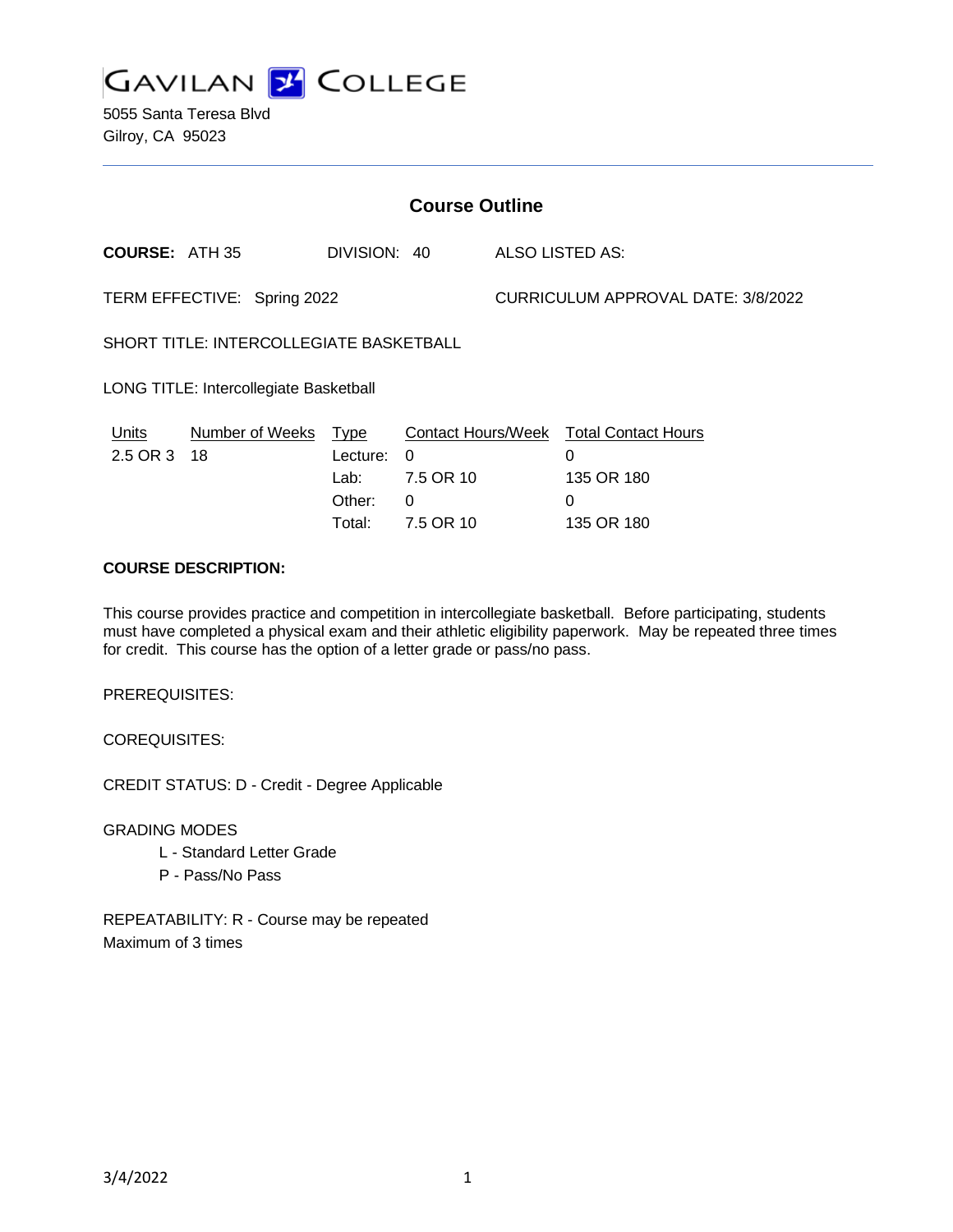# GAVILAN COLLEGE

5055 Santa Teresa Blvd
Gilroy, CA 95023

## Course Outline

**COURSE:** ATH 35 DIVISION: 40 ALSO LISTED AS:

TERM EFFECTIVE: Spring 2022 CURRICULUM APPROVAL DATE: 3/8/2022

SHORT TITLE: INTERCOLLEGIATE BASKETBALL

LONG TITLE: Intercollegiate Basketball

| Units | Number of Weeks | Type | Contact Hours/Week | Total Contact Hours |
|---|---|---|---|---|
| 2.5 OR 3 | 18 | Lecture: | 0 | 0 |
| | | Lab: | 7.5 OR 10 | 135 OR 180 |
| | | Other: | 0 | 0 |
| | | Total: | 7.5 OR 10 | 135 OR 180 |

**COURSE DESCRIPTION:**

This course provides practice and competition in intercollegiate basketball. Before participating, students must have completed a physical exam and their athletic eligibility paperwork. May be repeated three times for credit. This course has the option of a letter grade or pass/no pass.

PREREQUISITES:

COREQUISITES:

CREDIT STATUS: D - Credit - Degree Applicable

GRADING MODES

- L - Standard Letter Grade
- P - Pass/No Pass

REPEATABILITY: R - Course may be repeated
Maximum of 3 times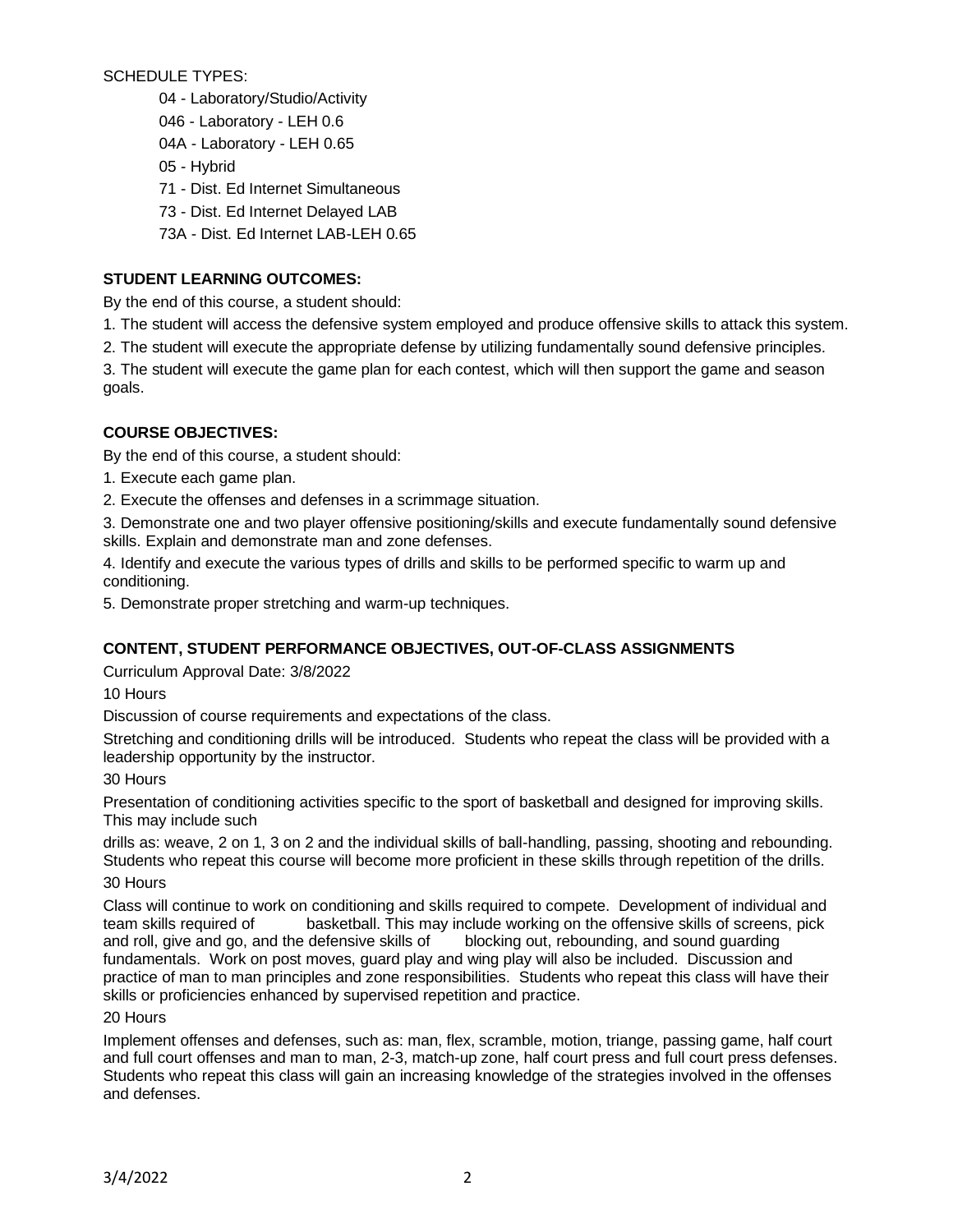SCHEDULE TYPES:

- 04 - Laboratory/Studio/Activity
- 046 - Laboratory - LEH 0.6
- 04A - Laboratory - LEH 0.65
- 05 - Hybrid
- 71 - Dist. Ed Internet Simultaneous
- 73 - Dist. Ed Internet Delayed LAB
- 73A - Dist. Ed Internet LAB-LEH 0.65

**STUDENT LEARNING OUTCOMES:**

By the end of this course, a student should:

1. The student will access the defensive system employed and produce offensive skills to attack this system.
2. The student will execute the appropriate defense by utilizing fundamentally sound defensive principles.
3. The student will execute the game plan for each contest, which will then support the game and season goals.

**COURSE OBJECTIVES:**

By the end of this course, a student should:

1. Execute each game plan.
2. Execute the offenses and defenses in a scrimmage situation.
3. Demonstrate one and two player offensive positioning/skills and execute fundamentally sound defensive skills. Explain and demonstrate man and zone defenses.
4. Identify and execute the various types of drills and skills to be performed specific to warm up and conditioning.
5. Demonstrate proper stretching and warm-up techniques.

**CONTENT, STUDENT PERFORMANCE OBJECTIVES, OUT-OF-CLASS ASSIGNMENTS**

Curriculum Approval Date: 3/8/2022

10 Hours

Discussion of course requirements and expectations of the class.

Stretching and conditioning drills will be introduced. Students who repeat the class will be provided with a leadership opportunity by the instructor.

30 Hours

Presentation of conditioning activities specific to the sport of basketball and designed for improving skills. This may include such drills as: weave, 2 on 1, 3 on 2 and the individual skills of ball-handling, passing, shooting and rebounding. Students who repeat this course will become more proficient in these skills through repetition of the drills.

30 Hours

Class will continue to work on conditioning and skills required to compete. Development of individual and team skills required of basketball. This may include working on the offensive skills of screens, pick and roll, give and go, and the defensive skills of blocking out, rebounding, and sound guarding fundamentals. Work on post moves, guard play and wing play will also be included. Discussion and practice of man to man principles and zone responsibilities. Students who repeat this class will have their skills or proficiencies enhanced by supervised repetition and practice.

20 Hours

Implement offenses and defenses, such as: man, flex, scramble, motion, triange, passing game, half court and full court offenses and man to man, 2-3, match-up zone, half court press and full court press defenses. Students who repeat this class will gain an increasing knowledge of the strategies involved in the offenses and defenses.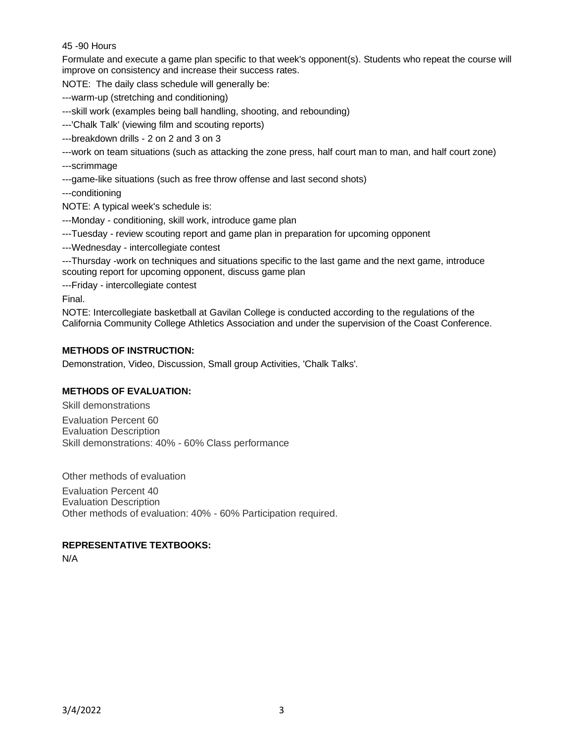45 -90 Hours

Formulate and execute a game plan specific to that week's opponent(s). Students who repeat the course will improve on consistency and increase their success rates.

NOTE: The daily class schedule will generally be:

---warm-up (stretching and conditioning)

---skill work (examples being ball handling, shooting, and rebounding)

---'Chalk Talk' (viewing film and scouting reports)

---breakdown drills - 2 on 2 and 3 on 3

---work on team situations (such as attacking the zone press, half court man to man, and half court zone)

---scrimmage

---game-like situations (such as free throw offense and last second shots)

---conditioning

NOTE: A typical week's schedule is:

---Monday - conditioning, skill work, introduce game plan

---Tuesday - review scouting report and game plan in preparation for upcoming opponent

---Wednesday - intercollegiate contest

---Thursday -work on techniques and situations specific to the last game and the next game, introduce scouting report for upcoming opponent, discuss game plan

---Friday - intercollegiate contest

Final.

NOTE: Intercollegiate basketball at Gavilan College is conducted according to the regulations of the California Community College Athletics Association and under the supervision of the Coast Conference.

**METHODS OF INSTRUCTION:**

Demonstration, Video, Discussion, Small group Activities, 'Chalk Talks'.

**METHODS OF EVALUATION:**

Skill demonstrations

Evaluation Percent 60
Evaluation Description
Skill demonstrations: 40% - 60% Class performance

Other methods of evaluation

Evaluation Percent 40
Evaluation Description
Other methods of evaluation: 40% - 60% Participation required.

**REPRESENTATIVE TEXTBOOKS:**

N/A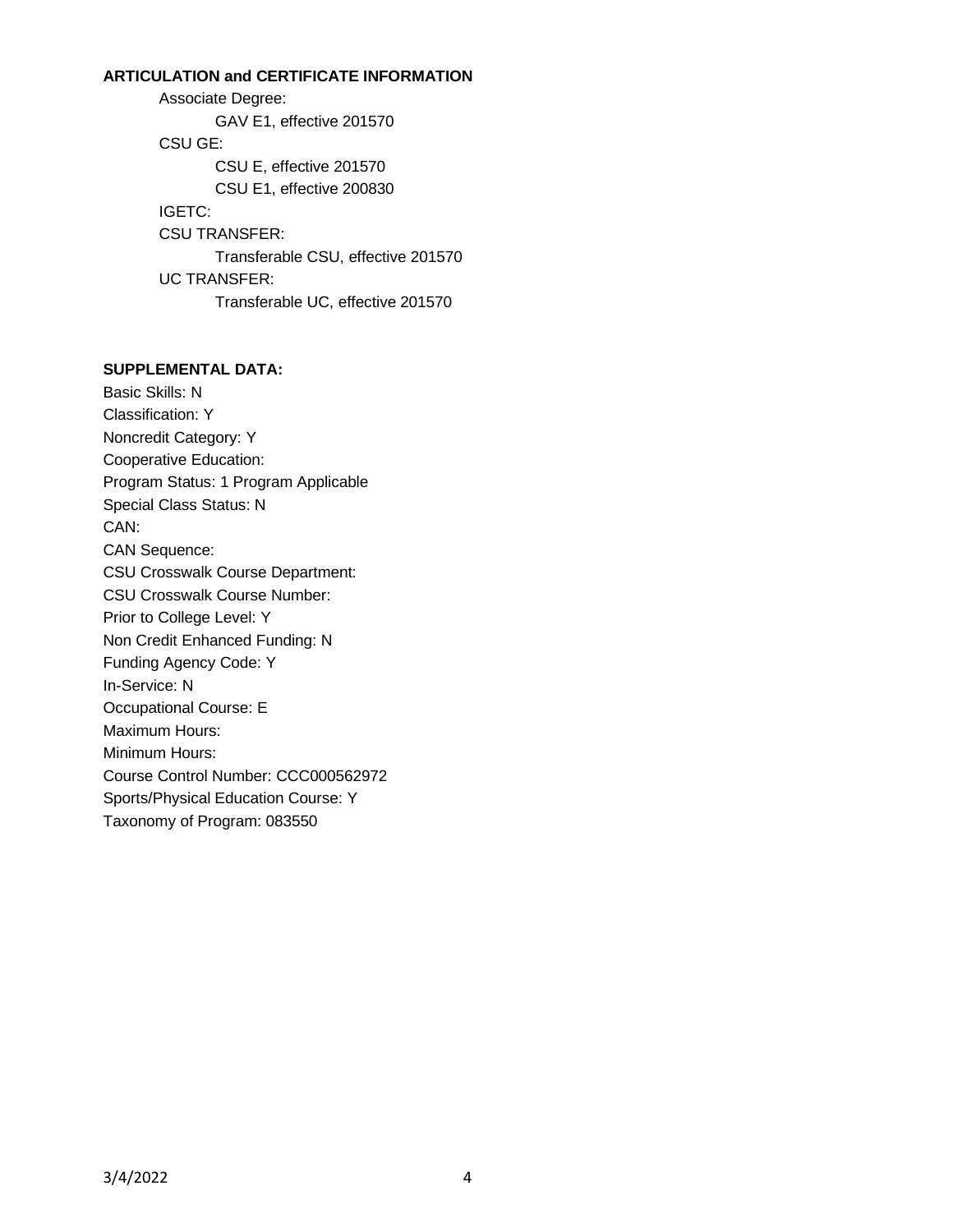**ARTICULATION and CERTIFICATE INFORMATION**

Associate Degree:
- GAV E1, effective 201570

CSU GE:
- CSU E, effective 201570
- CSU E1, effective 200830

IGETC:

CSU TRANSFER:
- Transferable CSU, effective 201570

UC TRANSFER:
- Transferable UC, effective 201570

**SUPPLEMENTAL DATA:**

Basic Skills: N
Classification: Y
Noncredit Category: Y
Cooperative Education:
Program Status: 1 Program Applicable
Special Class Status: N
CAN:
CAN Sequence:
CSU Crosswalk Course Department:
CSU Crosswalk Course Number:
Prior to College Level: Y
Non Credit Enhanced Funding: N
Funding Agency Code: Y
In-Service: N
Occupational Course: E
Maximum Hours:
Minimum Hours:
Course Control Number: CCC000562972
Sports/Physical Education Course: Y
Taxonomy of Program: 083550